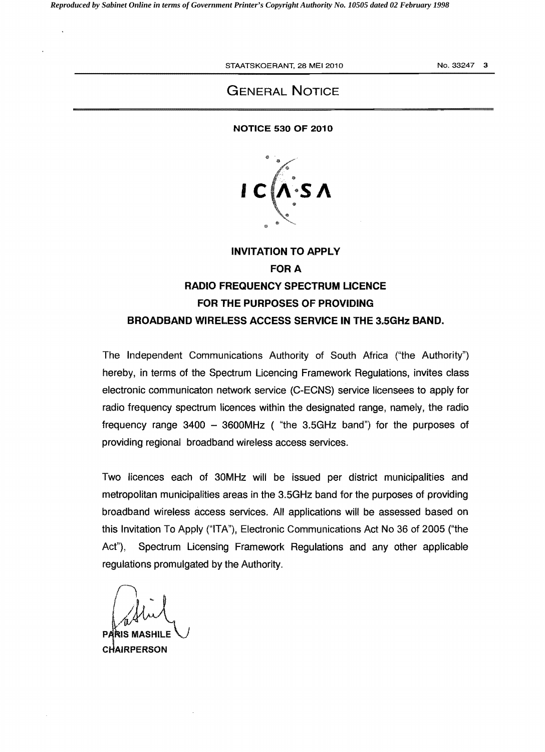# GENERAL NOTICE

**NOTICE 530 OF 2010**

ICASA

## INVITATION TO APPLY FOR A RADIO FREQUENCY SPECTRUM LICENCE FOR THE PURPOSES OF PROVIDING BROADBAND WIRELESS ACCESS SERVICE IN THE 3.5GHz BAND.

The Independent Communications Authority of South Africa ("the Authority") hereby, in terms of the Spectrum Licencing Framework Regulations, invites class electronic communicaton network service (C-ECNS) service licensees to apply for radio frequency spectrum licences within the designated range, namely, the radio frequency range 3400 – 3600MHz ( "the 3.5GHz band") for the purposes of providing regional broadband wireless access services.

Two licences each of 30MHz will be issued per district municipalities and metropolitan municipalities areas in the 3.5GHz band for the purposes of providing broadband wireless access services. All applications will be assessed based on this Invitation To Apply ("ITA"), Electronic Communications Act No 36 of 2005 ("the Act"), Spectrum Licensing Framework Regulations and any other applicable regulations promulgated by the Authority.

**PARIS MASHILE**
**CHAIRPERSON**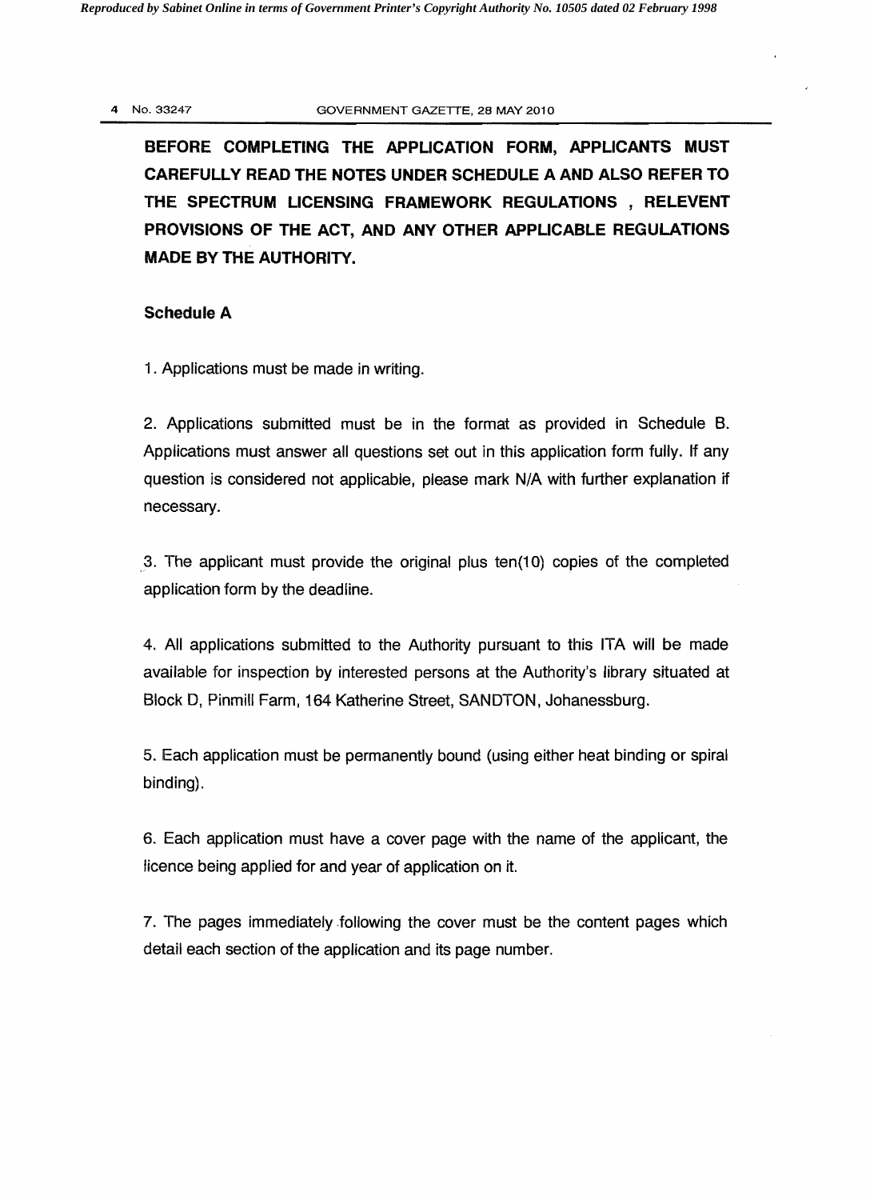**BEFORE COMPLETING THE APPLICATION FORM, APPLICANTS MUST CAREFULLY READ THE NOTES UNDER SCHEDULE A AND ALSO REFER TO THE SPECTRUM LICENSING FRAMEWORK REGULATIONS , RELEVENT PROVISIONS OF THE ACT, AND ANY OTHER APPLICABLE REGULATIONS MADE BY THE AUTHORITY.**

**Schedule A**

1. Applications must be made in writing.

2. Applications submitted must be in the format as provided in Schedule B. Applications must answer all questions set out in this application form fully. If any question is considered not applicable, please mark N/A with further explanation if necessary.

3. The applicant must provide the original plus ten(10) copies of the completed application form by the deadline.

4. All applications submitted to the Authority pursuant to this ITA will be made available for inspection by interested persons at the Authority's library situated at Block D, Pinmill Farm, 164 Katherine Street, SANDTON, Johanessburg.

5. Each application must be permanently bound (using either heat binding or spiral binding).

6. Each application must have a cover page with the name of the applicant, the licence being applied for and year of application on it.

7. The pages immediately following the cover must be the content pages which detail each section of the application and its page number.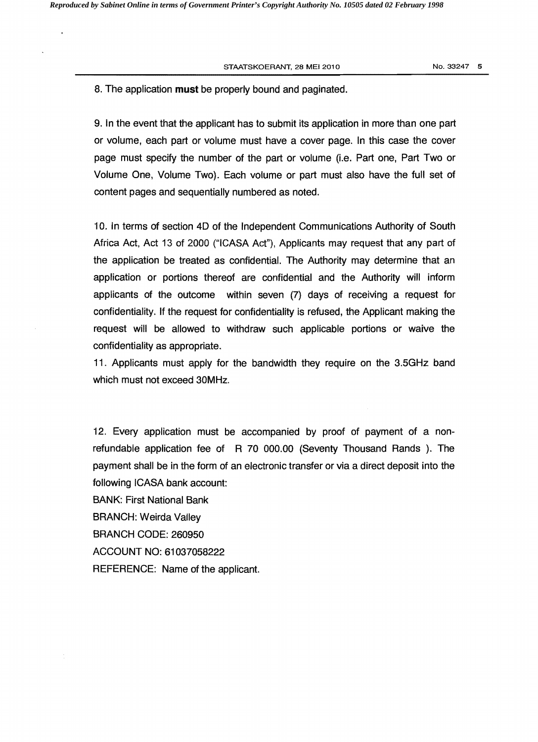8. The application **must** be properly bound and paginated.

9. In the event that the applicant has to submit its application in more than one part or volume, each part or volume must have a cover page. In this case the cover page must specify the number of the part or volume (i.e. Part one, Part Two or Volume One, Volume Two). Each volume or part must also have the full set of content pages and sequentially numbered as noted.

10. In terms of section 4D of the Independent Communications Authority of South Africa Act, Act 13 of 2000 ("ICASA Act"), Applicants may request that any part of the application be treated as confidential. The Authority may determine that an application or portions thereof are confidential and the Authority will inform applicants of the outcome within seven (7) days of receiving a request for confidentiality. If the request for confidentiality is refused, the Applicant making the request will be allowed to withdraw such applicable portions or waive the confidentiality as appropriate.

11. Applicants must apply for the bandwidth they require on the 3.5GHz band which must not exceed 30MHz.

12. Every application must be accompanied by proof of payment of a non-refundable application fee of R 70 000.00 (Seventy Thousand Rands ). The payment shall be in the form of an electronic transfer or via a direct deposit into the following ICASA bank account:

BANK: First National Bank

BRANCH: Weirda Valley

BRANCH CODE: 260950

ACCOUNT NO: 61037058222

REFERENCE: Name of the applicant.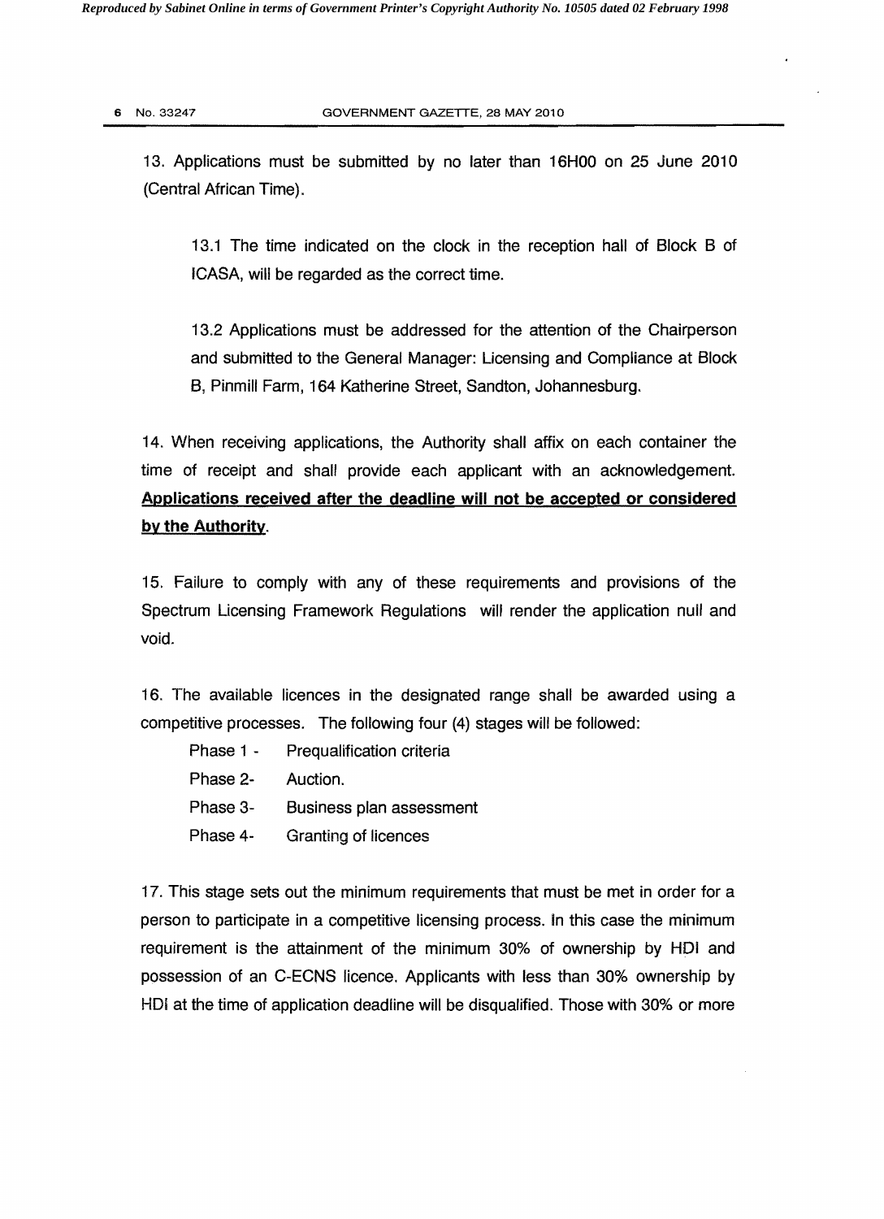13. Applications must be submitted by no later than 16H00 on 25 June 2010 (Central African Time).

13.1 The time indicated on the clock in the reception hall of Block B of ICASA, will be regarded as the correct time.

13.2 Applications must be addressed for the attention of the Chairperson and submitted to the General Manager: Licensing and Compliance at Block B, Pinmill Farm, 164 Katherine Street, Sandton, Johannesburg.

14. When receiving applications, the Authority shall affix on each container the time of receipt and shall provide each applicant with an acknowledgement. **Applications received after the deadline will not be accepted or considered by the Authority**.

15. Failure to comply with any of these requirements and provisions of the Spectrum Licensing Framework Regulations will render the application null and void.

16. The available licences in the designated range shall be awarded using a competitive processes. The following four (4) stages will be followed:

Phase 1 - Prequalification criteria

Phase 2- Auction.

Phase 3- Business plan assessment

Phase 4- Granting of licences

17. This stage sets out the minimum requirements that must be met in order for a person to participate in a competitive licensing process. In this case the minimum requirement is the attainment of the minimum 30% of ownership by HDI and possession of an C-ECNS licence. Applicants with less than 30% ownership by HDI at the time of application deadline will be disqualified. Those with 30% or more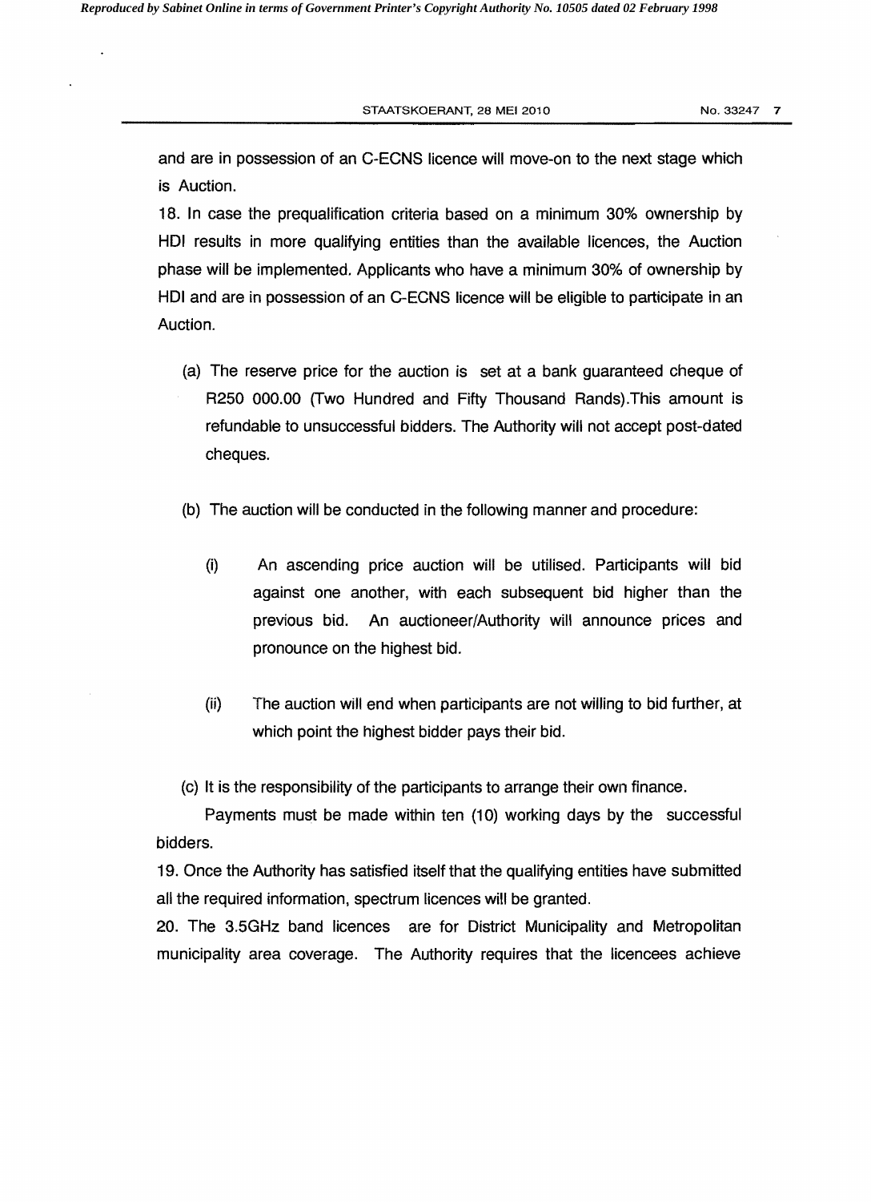and are in possession of an C-ECNS licence will move-on to the next stage which is Auction.

18. In case the prequalification criteria based on a minimum 30% ownership by HDI results in more qualifying entities than the available licences, the Auction phase will be implemented. Applicants who have a minimum 30% of ownership by HDI and are in possession of an C-ECNS licence will be eligible to participate in an Auction.

(a) The reserve price for the auction is set at a bank guaranteed cheque of R250 000.00 (Two Hundred and Fifty Thousand Rands).This amount is refundable to unsuccessful bidders. The Authority will not accept post-dated cheques.

(b) The auction will be conducted in the following manner and procedure:

(i) An ascending price auction will be utilised. Participants will bid against one another, with each subsequent bid higher than the previous bid. An auctioneer/Authority will announce prices and pronounce on the highest bid.

(ii) The auction will end when participants are not willing to bid further, at which point the highest bidder pays their bid.

(c) It is the responsibility of the participants to arrange their own finance.

Payments must be made within ten (10) working days by the successful bidders.

19. Once the Authority has satisfied itself that the qualifying entities have submitted all the required information, spectrum licences will be granted.

20. The 3.5GHz band licences are for District Municipality and Metropolitan municipality area coverage. The Authority requires that the licencees achieve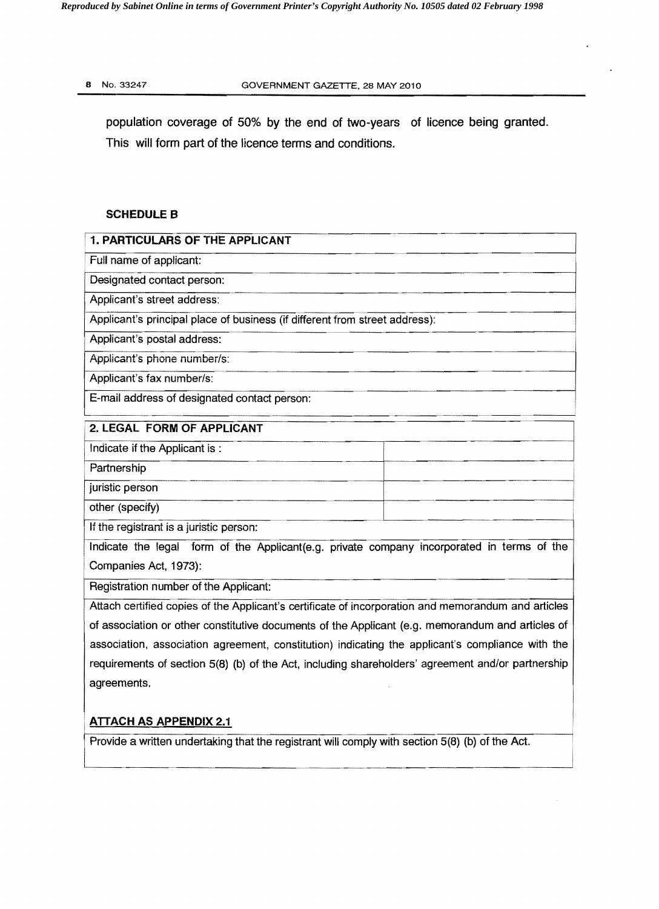population coverage of 50% by the end of two-years of licence being granted. This will form part of the licence terms and conditions.

**SCHEDULE B**

| **1. PARTICULARS OF THE APPLICANT** |
|---|
| Full name of applicant: |
| Designated contact person: |
| Applicant's street address: |
| Applicant's principal place of business (if different from street address): |
| Applicant's postal address: |
| Applicant's phone number/s: |
| Applicant's fax number/s: |
| E-mail address of designated contact person: |

| **2. LEGAL FORM OF APPLICANT** | |
|---|---|
| Indicate if the Applicant is : | |
| Partnership | |
| juristic person | |
| other (specify) | |
| If the registrant is a juristic person: | |
| Indicate the legal form of the Applicant(e.g. private company incorporated in terms of the Companies Act, 1973): | |
| Registration number of the Applicant: | |
| Attach certified copies of the Applicant's certificate of incorporation and memorandum and articles of association or other constitutive documents of the Applicant (e.g. memorandum and articles of association, association agreement, constitution) indicating the applicant's compliance with the requirements of section 5(8) (b) of the Act, including shareholders' agreement and/or partnership agreements. **ATTACH AS APPENDIX 2.1** | |
| Provide a written undertaking that the registrant will comply with section 5(8) (b) of the Act. | |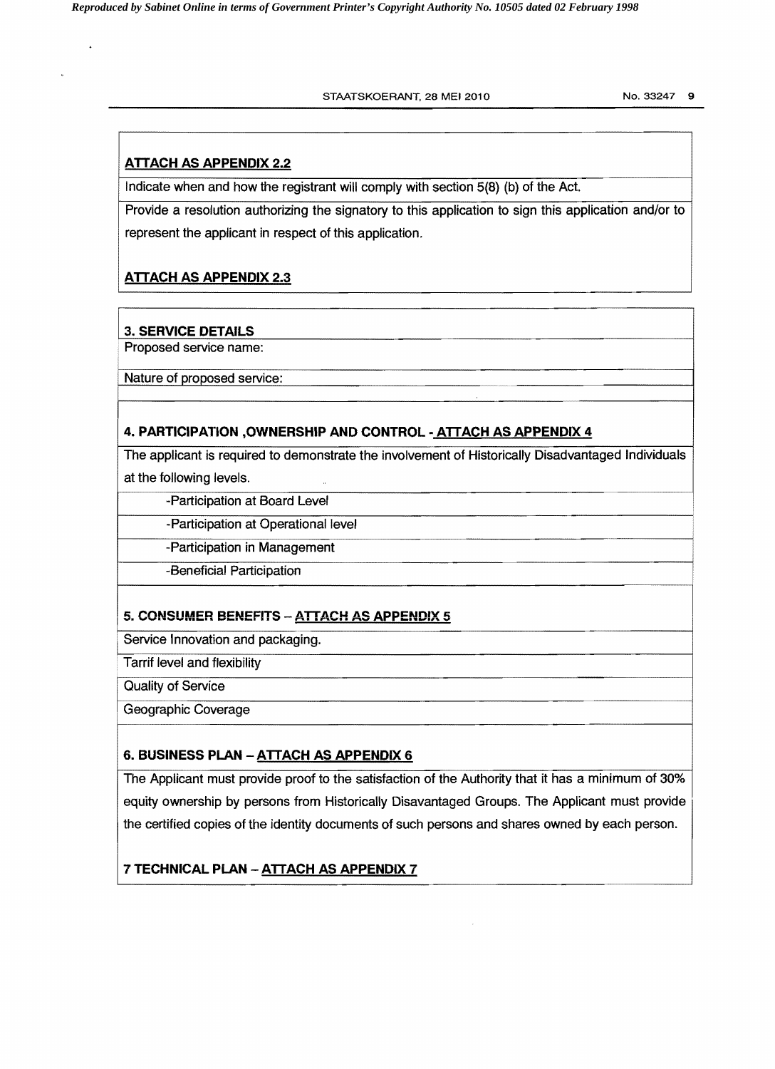**ATTACH AS APPENDIX 2.2**

Indicate when and how the registrant will comply with section 5(8) (b) of the Act.

Provide a resolution authorizing the signatory to this application to sign this application and/or to represent the applicant in respect of this application.

**ATTACH AS APPENDIX 2.3**

**3. SERVICE DETAILS**

Proposed service name:

Nature of proposed service:

**4. PARTICIPATION ,OWNERSHIP AND CONTROL - ATTACH AS APPENDIX 4**

The applicant is required to demonstrate the involvement of Historically Disadvantaged Individuals at the following levels.

- Participation at Board Level
- Participation at Operational level
- Participation in Management
- Beneficial Participation

**5. CONSUMER BENEFITS – ATTACH AS APPENDIX 5**

Service Innovation and packaging.

Tarrif level and flexibility

Quality of Service

Geographic Coverage

**6. BUSINESS PLAN – ATTACH AS APPENDIX 6**

The Applicant must provide proof to the satisfaction of the Authority that it has a minimum of 30% equity ownership by persons from Historically Disavantaged Groups. The Applicant must provide the certified copies of the identity documents of such persons and shares owned by each person.

**7 TECHNICAL PLAN – ATTACH AS APPENDIX 7**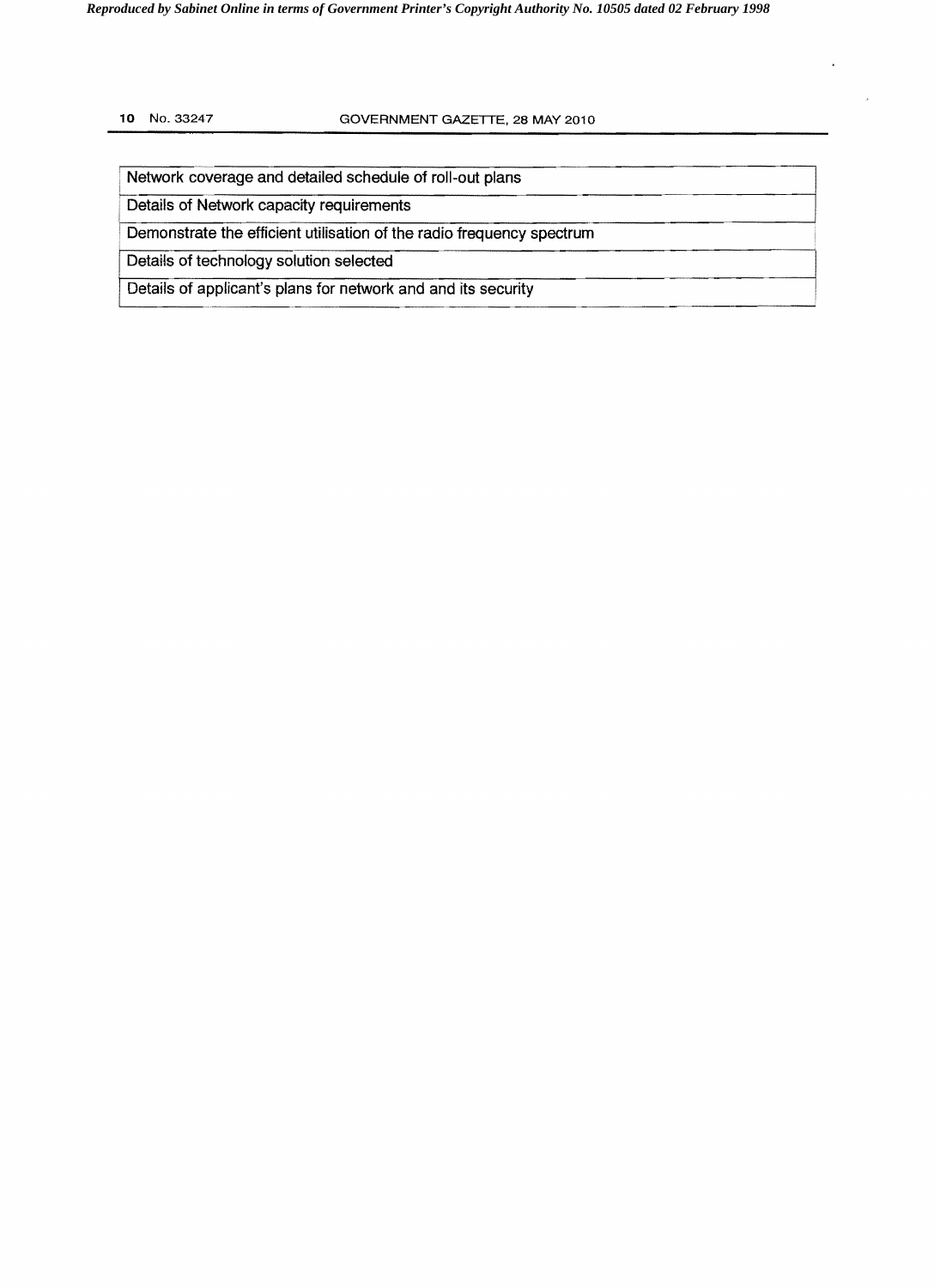| Network coverage and detailed schedule of roll-out plans |
| --- |
| Details of Network capacity requirements |
| Demonstrate the efficient utilisation of the radio frequency spectrum |
| Details of technology solution selected |
| Details of applicant's plans for network and and its security |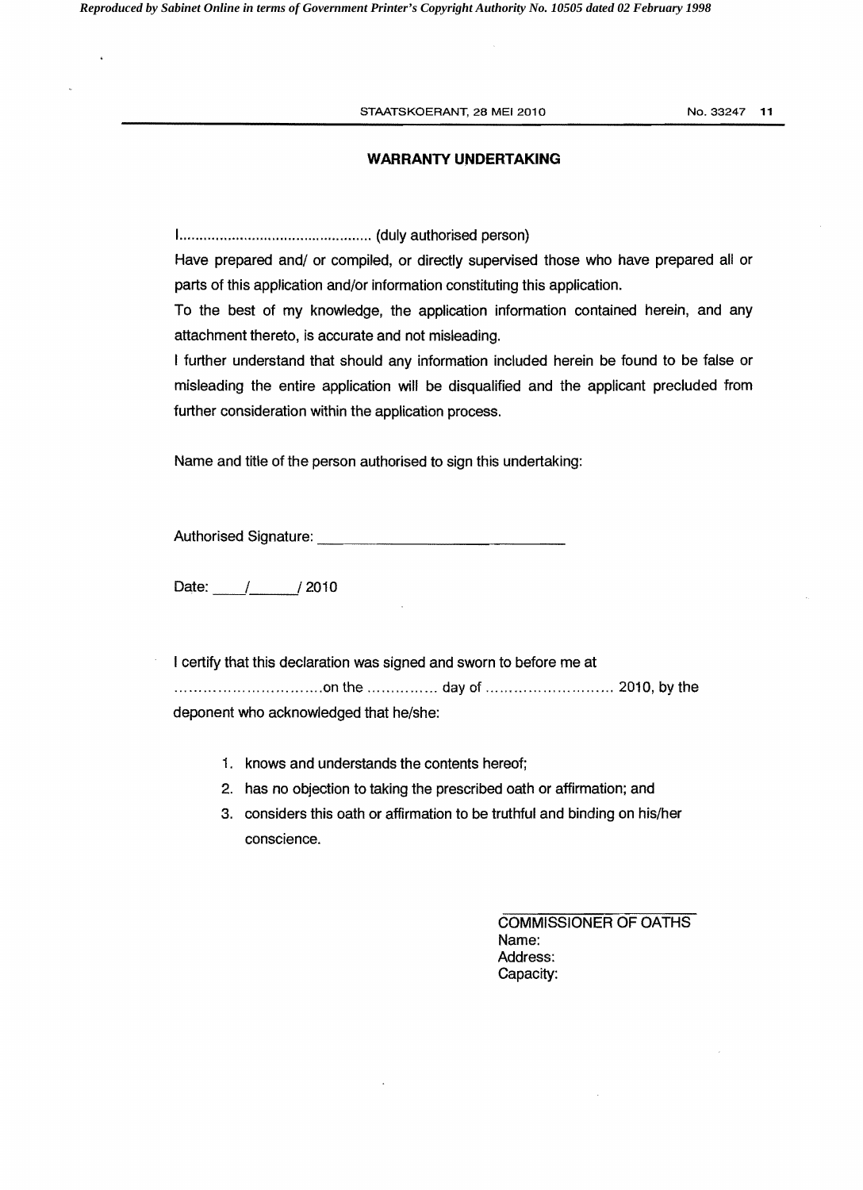## WARRANTY UNDERTAKING

I................................................ (duly authorised person)

Have prepared and/ or compiled, or directly supervised those who have prepared all or parts of this application and/or information constituting this application.

To the best of my knowledge, the application information contained herein, and any attachment thereto, is accurate and not misleading.

I further understand that should any information included herein be found to be false or misleading the entire application will be disqualified and the applicant precluded from further consideration within the application process.

Name and title of the person authorised to sign this undertaking:

Authorised Signature: ______________________________

Date: ____/______/ 2010

I certify that this declaration was signed and sworn to before me at ................................on the ............... day of ........................... 2010, by the deponent who acknowledged that he/she:

1. knows and understands the contents hereof;
2. has no objection to taking the prescribed oath or affirmation; and
3. considers this oath or affirmation to be truthful and binding on his/her conscience.

______________________
COMMISSIONER OF OATHS
Name:
Address:
Capacity: